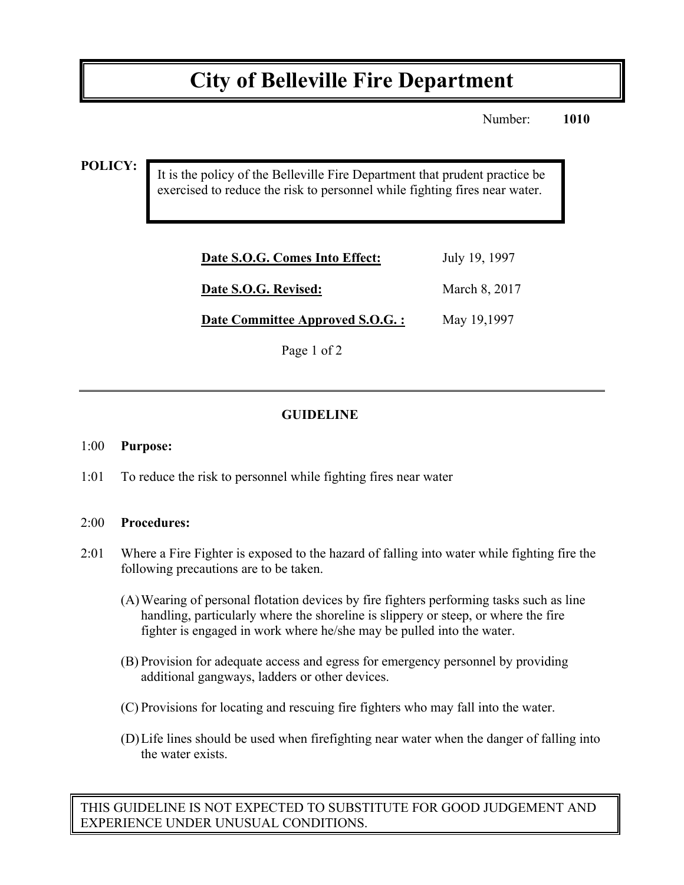# City of Belleville Fire Department

Number: **1010**

**POLICY:**

It is the policy of the Belleville Fire Department that prudent practice be exercised to reduce the risk to personnel while fighting fires near water.

| | |
|---|---|
| **Date S.O.G. Comes Into Effect:** | July 19, 1997 |
| **Date S.O.G. Revised:** | March 8, 2017 |
| **Date Committee Approved S.O.G. :** | May 19,1997 |

---

## GUIDELINE

1:00 **Purpose:**

1:01 To reduce the risk to personnel while fighting fires near water

2:00 **Procedures:**

2:01 Where a Fire Fighter is exposed to the hazard of falling into water while fighting fire the following precautions are to be taken.

(A) Wearing of personal flotation devices by fire fighters performing tasks such as line handling, particularly where the shoreline is slippery or steep, or where the fire fighter is engaged in work where he/she may be pulled into the water.

(B) Provision for adequate access and egress for emergency personnel by providing additional gangways, ladders or other devices.

(C) Provisions for locating and rescuing fire fighters who may fall into the water.

(D) Life lines should be used when firefighting near water when the danger of falling into the water exists.

THIS GUIDELINE IS NOT EXPECTED TO SUBSTITUTE FOR GOOD JUDGEMENT AND EXPERIENCE UNDER UNUSUAL CONDITIONS.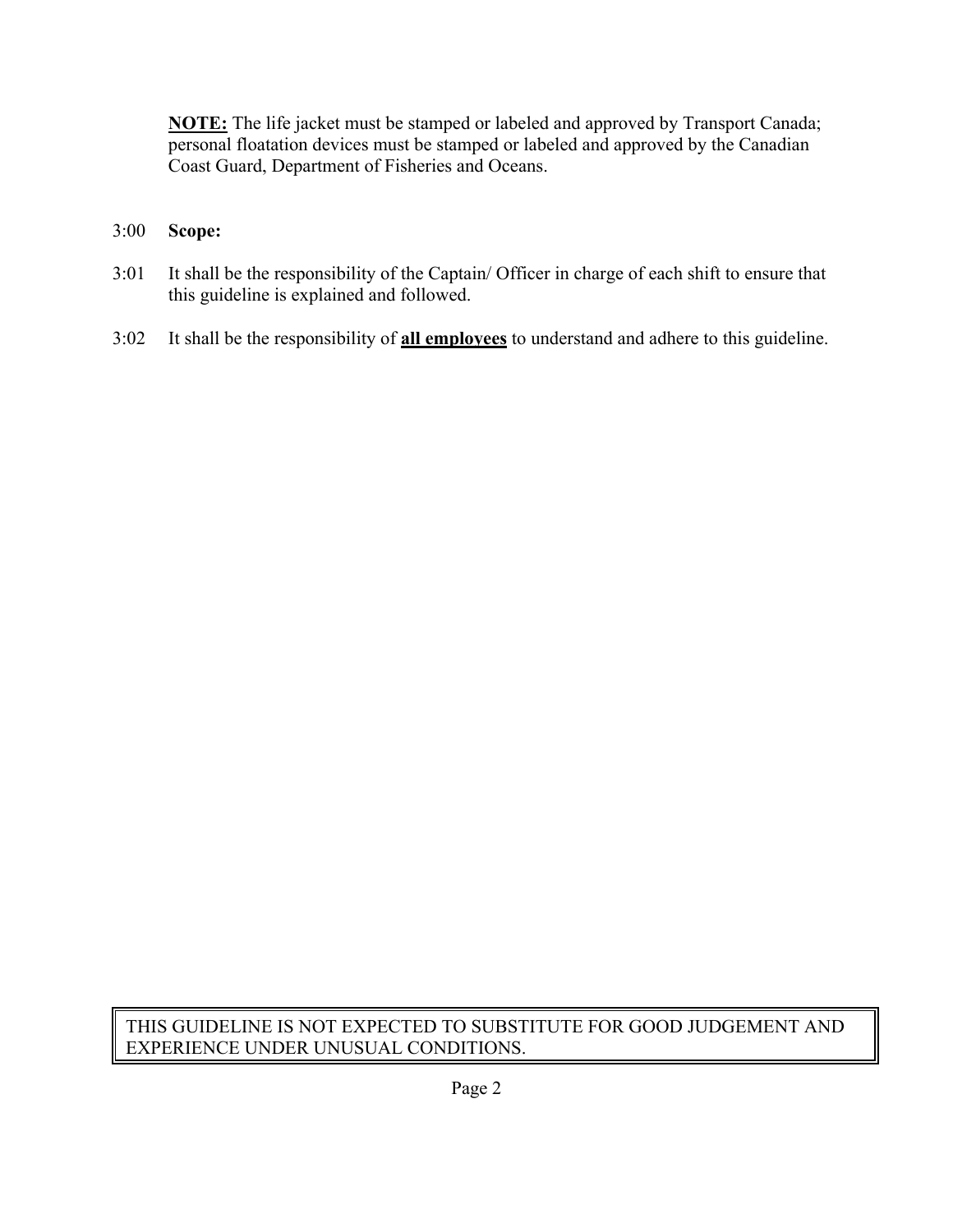**<u>NOTE:</u>** The life jacket must be stamped or labeled and approved by Transport Canada; personal floatation devices must be stamped or labeled and approved by the Canadian Coast Guard, Department of Fisheries and Oceans.

3:00 **Scope:**

3:01 It shall be the responsibility of the Captain/ Officer in charge of each shift to ensure that this guideline is explained and followed.

3:02 It shall be the responsibility of **<u>all employees</u>** to understand and adhere to this guideline.

| THIS GUIDELINE IS NOT EXPECTED TO SUBSTITUTE FOR GOOD JUDGEMENT AND EXPERIENCE UNDER UNUSUAL CONDITIONS. |
|---|